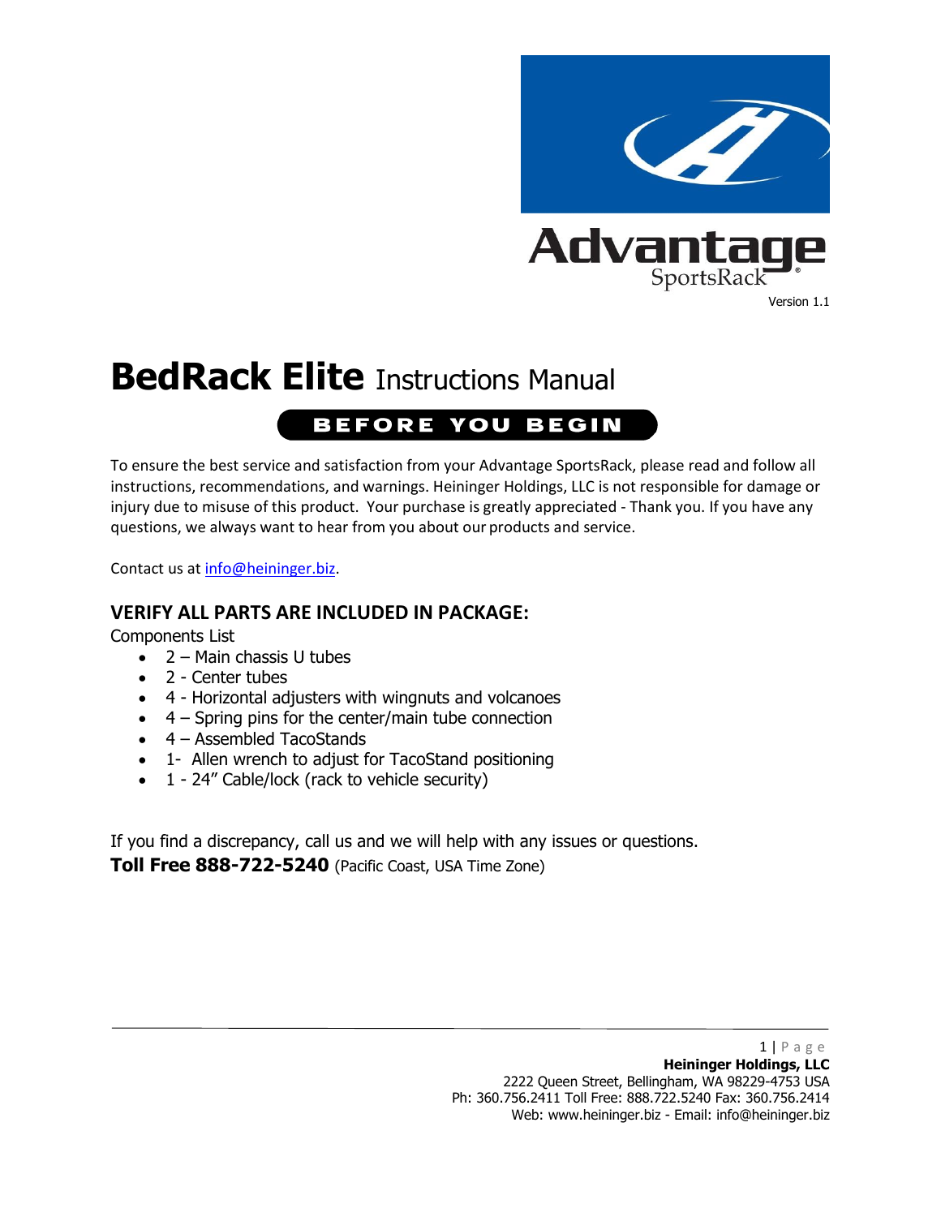Advantage SportsRack®

Version 1.1

# BedRack Elite Instructions Manual

## BEFORE YOU BEGIN

To ensure the best service and satisfaction from your Advantage SportsRack, please read and follow all instructions, recommendations, and warnings. Heininger Holdings, LLC is not responsible for damage or injury due to misuse of this product. Your purchase is greatly appreciated - Thank you. If you have any questions, we always want to hear from you about our products and service.

Contact us at info@heininger.biz.

### VERIFY ALL PARTS ARE INCLUDED IN PACKAGE:

Components List

- 2 – Main chassis U tubes
- 2 - Center tubes
- 4 - Horizontal adjusters with wingnuts and volcanoes
- 4 – Spring pins for the center/main tube connection
- 4 – Assembled TacoStands
- 1- Allen wrench to adjust for TacoStand positioning
- 1 - 24" Cable/lock (rack to vehicle security)

If you find a discrepancy, call us and we will help with any issues or questions.

**Toll Free 888-722-5240** (Pacific Coast, USA Time Zone)

**Heininger Holdings, LLC**
2222 Queen Street, Bellingham, WA 98229-4753 USA
Ph: 360.756.2411 Toll Free: 888.722.5240 Fax: 360.756.2414
Web: www.heininger.biz - Email: info@heininger.biz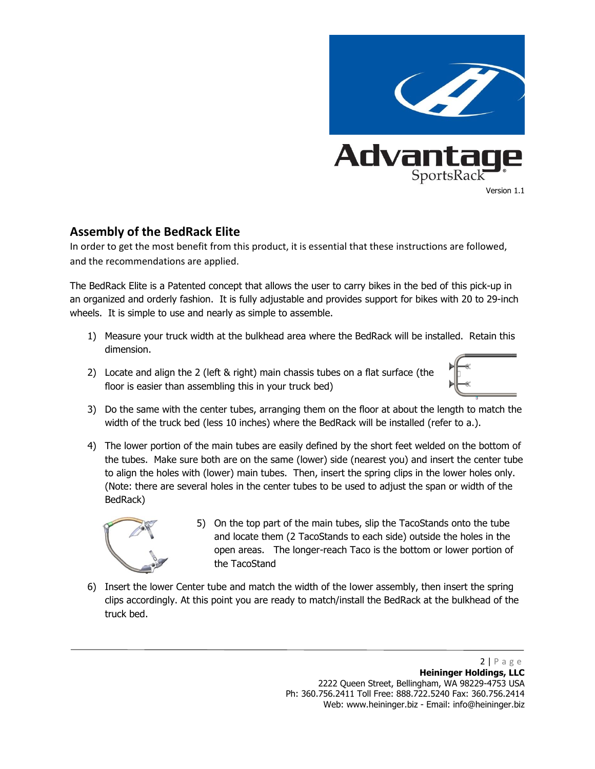Version 1.1

## Assembly of the BedRack Elite

In order to get the most benefit from this product, it is essential that these instructions are followed, and the recommendations are applied.

The BedRack Elite is a Patented concept that allows the user to carry bikes in the bed of this pick-up in an organized and orderly fashion. It is fully adjustable and provides support for bikes with 20 to 29-inch wheels. It is simple to use and nearly as simple to assemble.

1) Measure your truck width at the bulkhead area where the BedRack will be installed. Retain this dimension.
2) Locate and align the 2 (left & right) main chassis tubes on a flat surface (the floor is easier than assembling this in your truck bed)
3) Do the same with the center tubes, arranging them on the floor at about the length to match the width of the truck bed (less 10 inches) where the BedRack will be installed (refer to a.).
4) The lower portion of the main tubes are easily defined by the short feet welded on the bottom of the tubes. Make sure both are on the same (lower) side (nearest you) and insert the center tube to align the holes with (lower) main tubes. Then, insert the spring clips in the lower holes only. (Note: there are several holes in the center tubes to be used to adjust the span or width of the BedRack)
5) On the top part of the main tubes, slip the TacoStands onto the tube and locate them (2 TacoStands to each side) outside the holes in the open areas. The longer-reach Taco is the bottom or lower portion of the TacoStand
6) Insert the lower Center tube and match the width of the lower assembly, then insert the spring clips accordingly. At this point you are ready to match/install the BedRack at the bulkhead of the truck bed.

**Heininger Holdings, LLC**
2222 Queen Street, Bellingham, WA 98229-4753 USA
Ph: 360.756.2411 Toll Free: 888.722.5240 Fax: 360.756.2414
Web: www.heininger.biz - Email: info@heininger.biz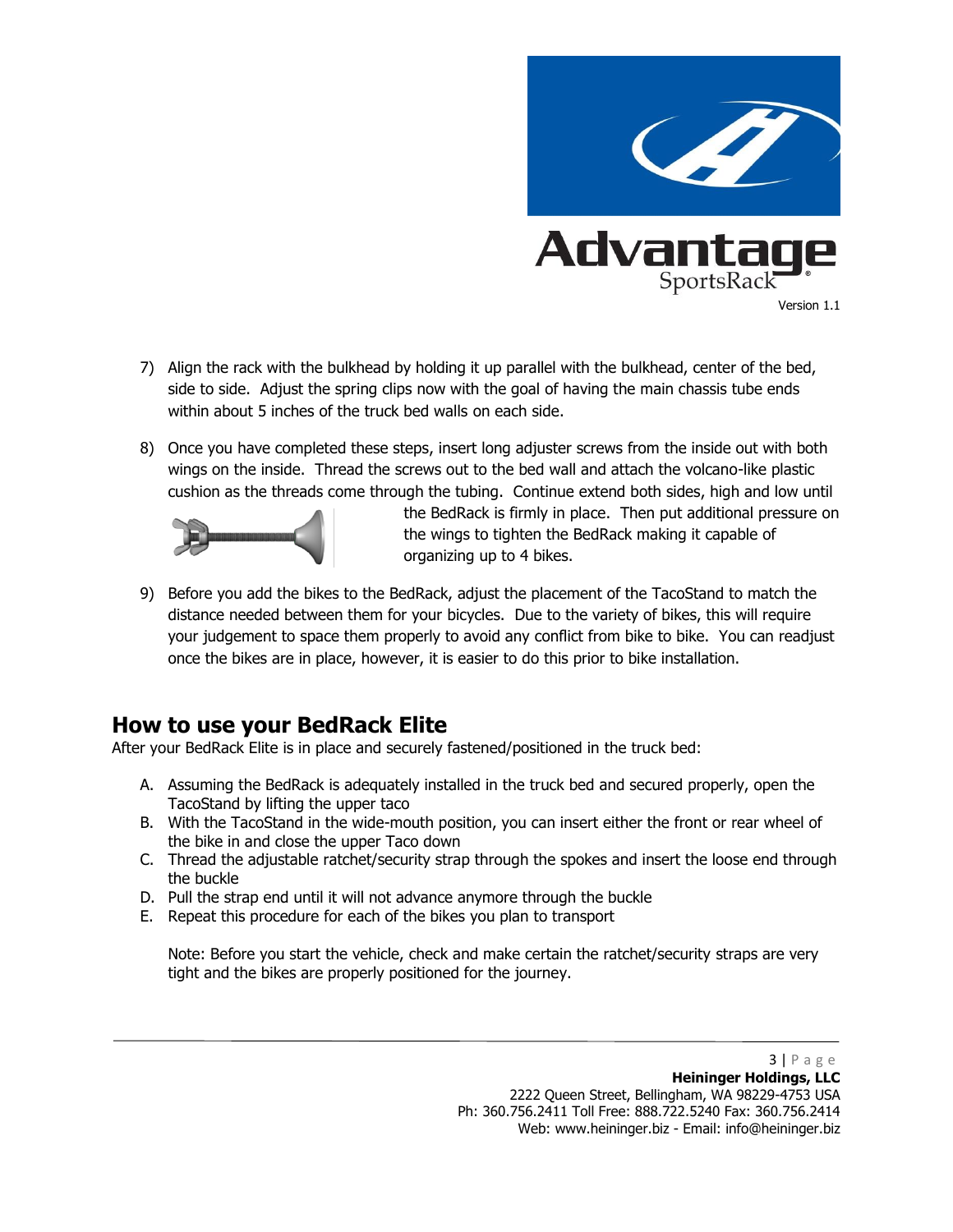Version 1.1

7) Align the rack with the bulkhead by holding it up parallel with the bulkhead, center of the bed, side to side. Adjust the spring clips now with the goal of having the main chassis tube ends within about 5 inches of the truck bed walls on each side.

8) Once you have completed these steps, insert long adjuster screws from the inside out with both wings on the inside. Thread the screws out to the bed wall and attach the volcano-like plastic cushion as the threads come through the tubing. Continue extend both sides, high and low until the BedRack is firmly in place. Then put additional pressure on the wings to tighten the BedRack making it capable of organizing up to 4 bikes.

9) Before you add the bikes to the BedRack, adjust the placement of the TacoStand to match the distance needed between them for your bicycles. Due to the variety of bikes, this will require your judgement to space them properly to avoid any conflict from bike to bike. You can readjust once the bikes are in place, however, it is easier to do this prior to bike installation.

## How to use your BedRack Elite

After your BedRack Elite is in place and securely fastened/positioned in the truck bed:

A. Assuming the BedRack is adequately installed in the truck bed and secured properly, open the TacoStand by lifting the upper taco
B. With the TacoStand in the wide-mouth position, you can insert either the front or rear wheel of the bike in and close the upper Taco down
C. Thread the adjustable ratchet/security strap through the spokes and insert the loose end through the buckle
D. Pull the strap end until it will not advance anymore through the buckle
E. Repeat this procedure for each of the bikes you plan to transport

Note: Before you start the vehicle, check and make certain the ratchet/security straps are very tight and the bikes are properly positioned for the journey.

**Heininger Holdings, LLC**
2222 Queen Street, Bellingham, WA 98229-4753 USA
Ph: 360.756.2411 Toll Free: 888.722.5240 Fax: 360.756.2414
Web: www.heininger.biz - Email: info@heininger.biz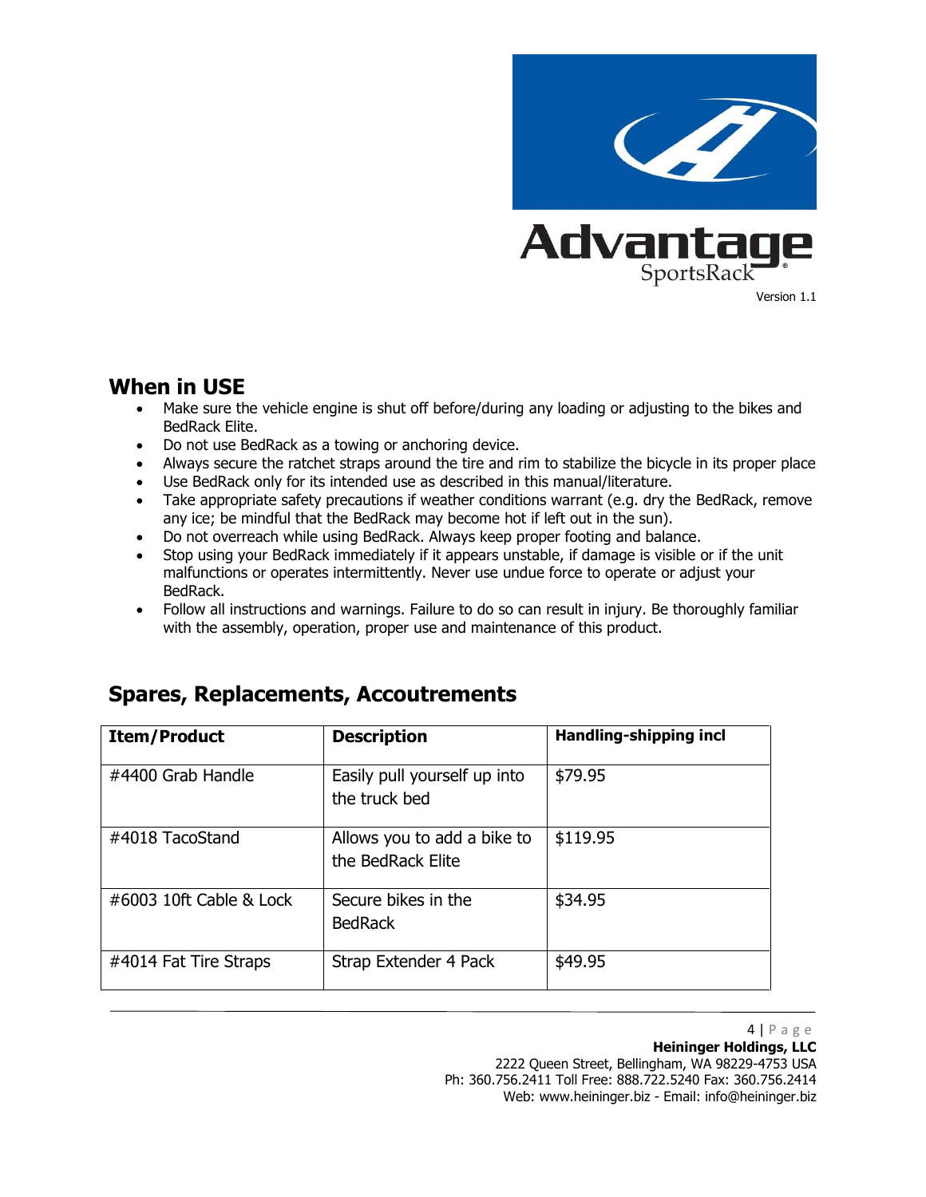Advantage SportsRack

Version 1.1

## When in USE

- Make sure the vehicle engine is shut off before/during any loading or adjusting to the bikes and BedRack Elite.
- Do not use BedRack as a towing or anchoring device.
- Always secure the ratchet straps around the tire and rim to stabilize the bicycle in its proper place
- Use BedRack only for its intended use as described in this manual/literature.
- Take appropriate safety precautions if weather conditions warrant (e.g. dry the BedRack, remove any ice; be mindful that the BedRack may become hot if left out in the sun).
- Do not overreach while using BedRack. Always keep proper footing and balance.
- Stop using your BedRack immediately if it appears unstable, if damage is visible or if the unit malfunctions or operates intermittently. Never use undue force to operate or adjust your BedRack.
- Follow all instructions and warnings. Failure to do so can result in injury. Be thoroughly familiar with the assembly, operation, proper use and maintenance of this product.

## Spares, Replacements, Accoutrements

| Item/Product | Description | Handling-shipping incl |
|---|---|---|
| #4400 Grab Handle | Easily pull yourself up into the truck bed | $79.95 |
| #4018 TacoStand | Allows you to add a bike to the BedRack Elite | $119.95 |
| #6003 10ft Cable & Lock | Secure bikes in the BedRack | $34.95 |
| #4014 Fat Tire Straps | Strap Extender 4 Pack | $49.95 |

**Heininger Holdings, LLC**
2222 Queen Street, Bellingham, WA 98229-4753 USA
Ph: 360.756.2411 Toll Free: 888.722.5240 Fax: 360.756.2414
Web: www.heininger.biz - Email: info@heininger.biz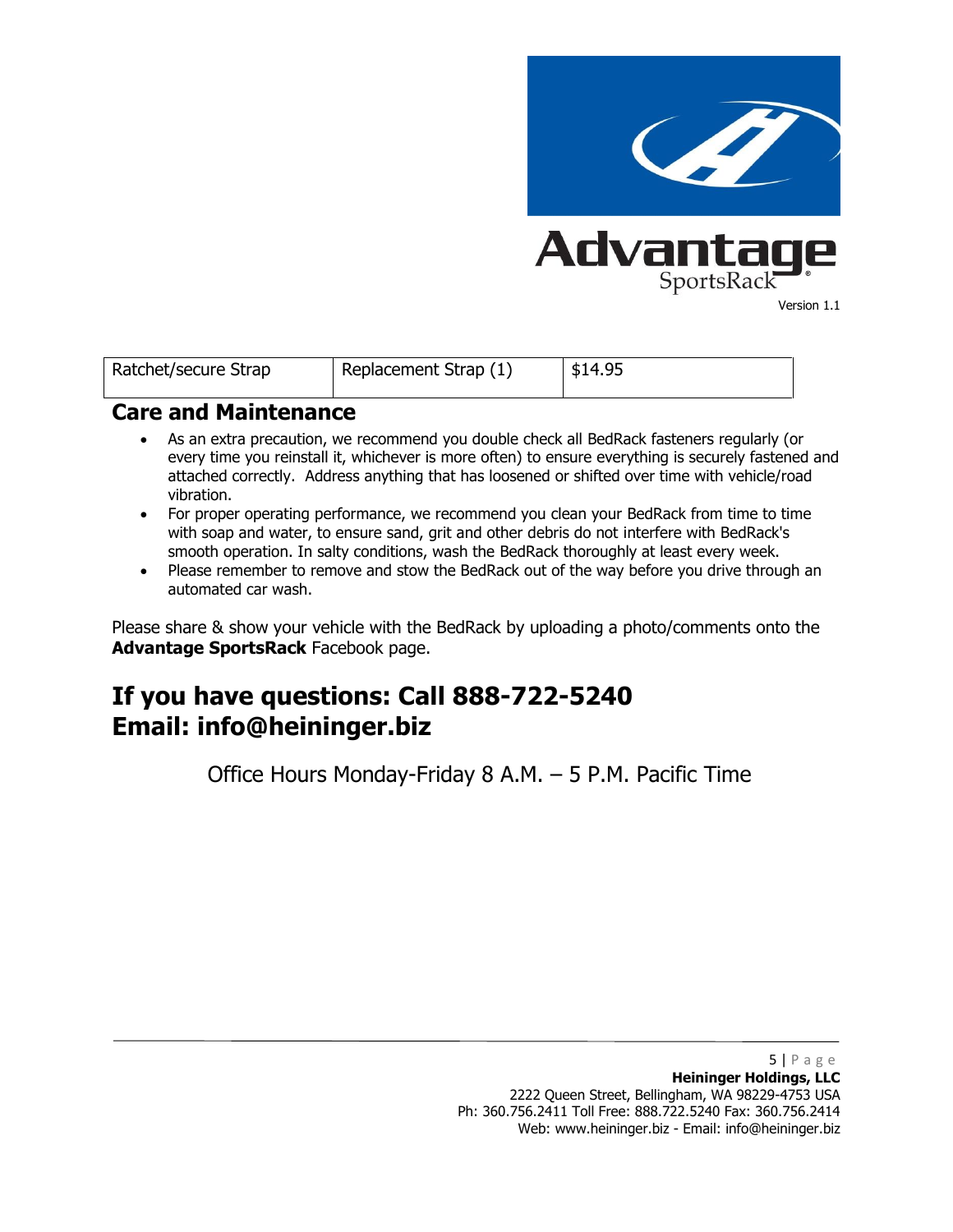Version 1.1

| Ratchet/secure Strap | Replacement Strap (1) | $14.95 |
|---|---|---|

## Care and Maintenance

- As an extra precaution, we recommend you double check all BedRack fasteners regularly (or every time you reinstall it, whichever is more often) to ensure everything is securely fastened and attached correctly. Address anything that has loosened or shifted over time with vehicle/road vibration.
- For proper operating performance, we recommend you clean your BedRack from time to time with soap and water, to ensure sand, grit and other debris do not interfere with BedRack's smooth operation. In salty conditions, wash the BedRack thoroughly at least every week.
- Please remember to remove and stow the BedRack out of the way before you drive through an automated car wash.

Please share & show your vehicle with the BedRack by uploading a photo/comments onto the **Advantage SportsRack** Facebook page.

# If you have questions: Call 888-722-5240
# Email: info@heininger.biz

Office Hours Monday-Friday 8 A.M. – 5 P.M. Pacific Time

**Heininger Holdings, LLC**
2222 Queen Street, Bellingham, WA 98229-4753 USA
Ph: 360.756.2411 Toll Free: 888.722.5240 Fax: 360.756.2414
Web: www.heininger.biz - Email: info@heininger.biz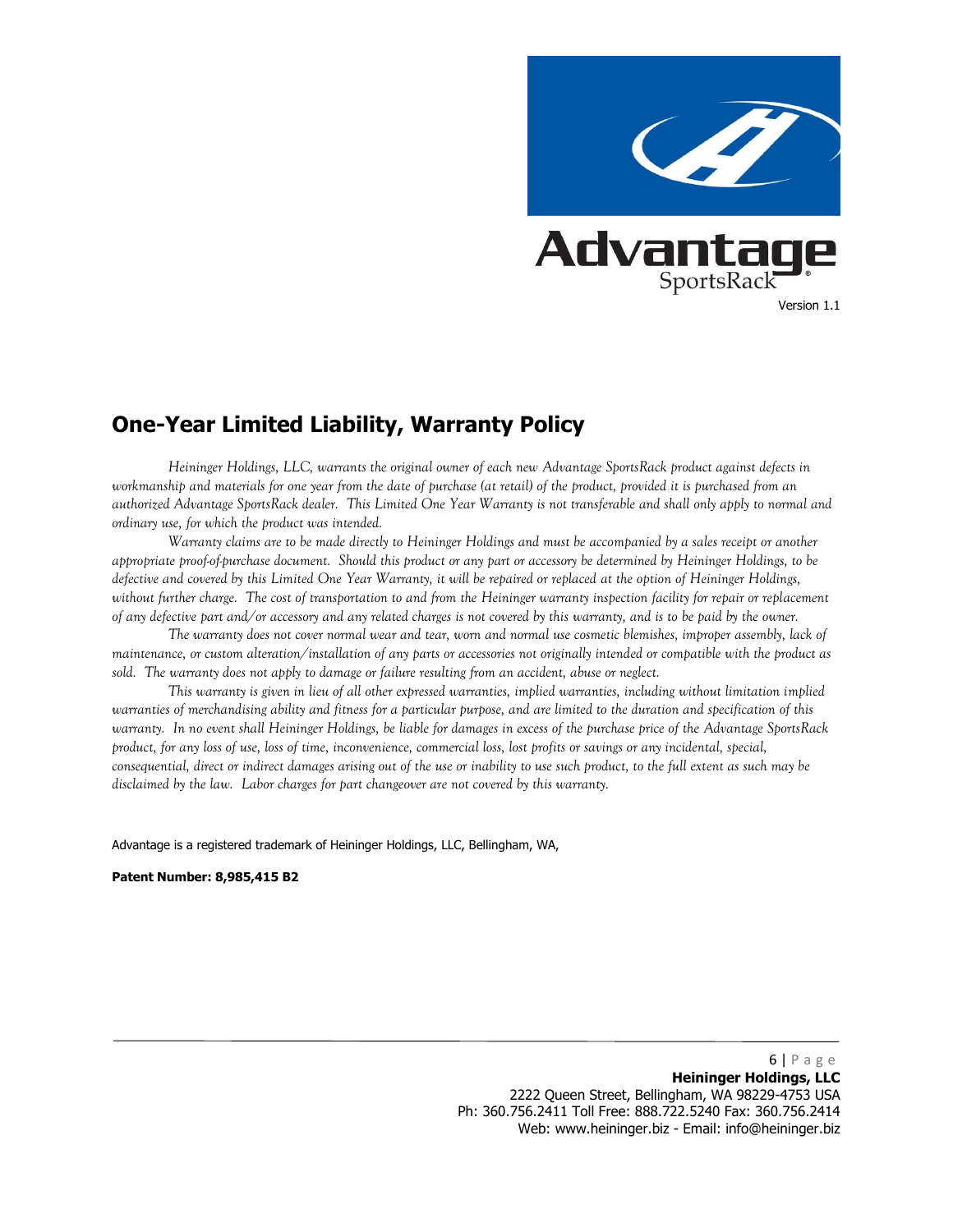Advantage

SportsRack®

Version 1.1

## One-Year Limited Liability, Warranty Policy

*Heininger Holdings, LLC, warrants the original owner of each new Advantage SportsRack product against defects in workmanship and materials for one year from the date of purchase (at retail) of the product, provided it is purchased from an authorized Advantage SportsRack dealer. This Limited One Year Warranty is not transferable and shall only apply to normal and ordinary use, for which the product was intended.*

*Warranty claims are to be made directly to Heininger Holdings and must be accompanied by a sales receipt or another appropriate proof-of-purchase document. Should this product or any part or accessory be determined by Heininger Holdings, to be defective and covered by this Limited One Year Warranty, it will be repaired or replaced at the option of Heininger Holdings, without further charge. The cost of transportation to and from the Heininger warranty inspection facility for repair or replacement of any defective part and/or accessory and any related charges is not covered by this warranty, and is to be paid by the owner.*

*The warranty does not cover normal wear and tear, worn and normal use cosmetic blemishes, improper assembly, lack of maintenance, or custom alteration/installation of any parts or accessories not originally intended or compatible with the product as sold. The warranty does not apply to damage or failure resulting from an accident, abuse or neglect.*

*This warranty is given in lieu of all other expressed warranties, implied warranties, including without limitation implied warranties of merchandising ability and fitness for a particular purpose, and are limited to the duration and specification of this warranty. In no event shall Heininger Holdings, be liable for damages in excess of the purchase price of the Advantage SportsRack product, for any loss of use, loss of time, inconvenience, commercial loss, lost profits or savings or any incidental, special, consequential, direct or indirect damages arising out of the use or inability to use such product, to the full extent as such may be disclaimed by the law. Labor charges for part changeover are not covered by this warranty.*

Advantage is a registered trademark of Heininger Holdings, LLC, Bellingham, WA,

**Patent Number: 8,985,415 B2**

**Heininger Holdings, LLC**
2222 Queen Street, Bellingham, WA 98229-4753 USA
Ph: 360.756.2411 Toll Free: 888.722.5240 Fax: 360.756.2414
Web: www.heininger.biz - Email: info@heininger.biz